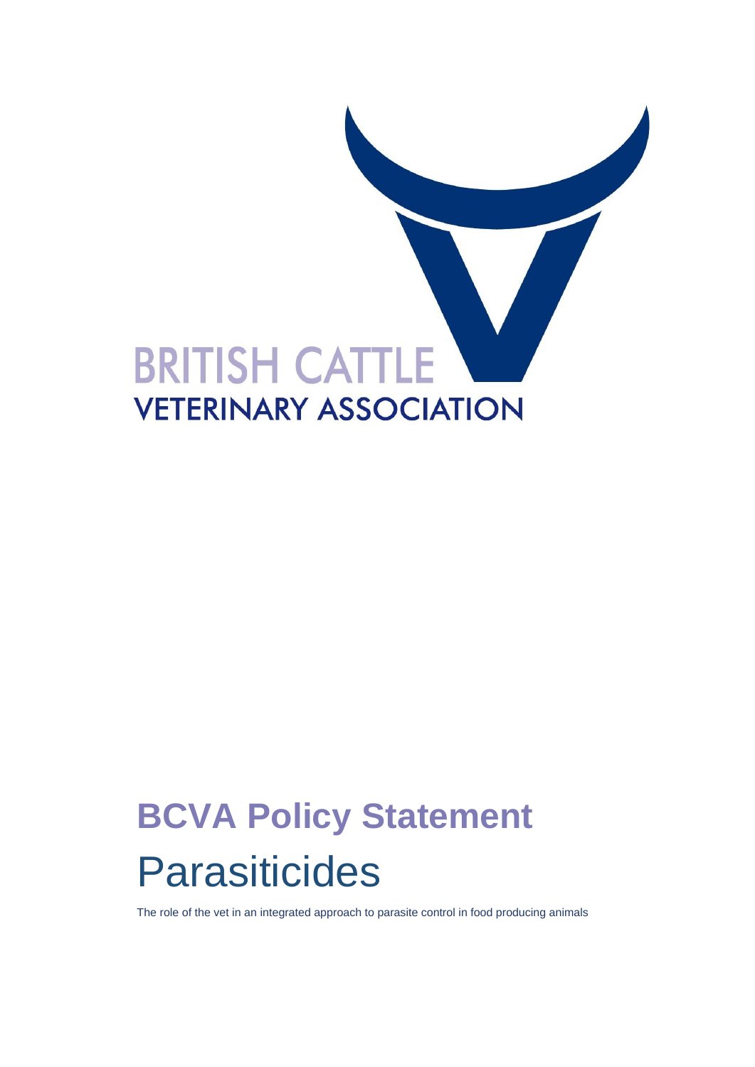BRITISH CATTLE
VETERINARY ASSOCIATION

# BCVA Policy Statement

# Parasiticides

The role of the vet in an integrated approach to parasite control in food producing animals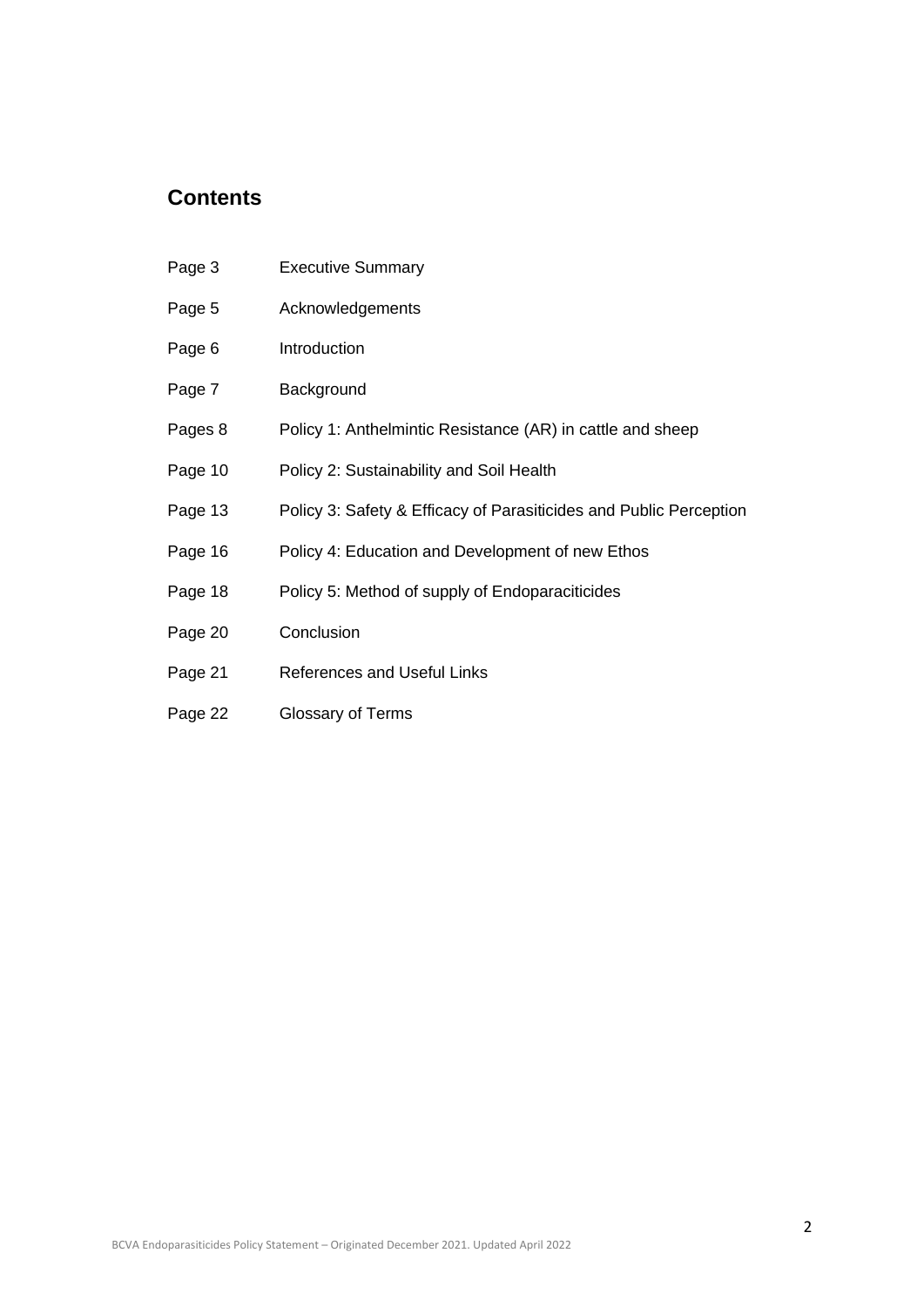## Contents

| | |
|---|---|
| Page 3 | Executive Summary |
| Page 5 | Acknowledgements |
| Page 6 | Introduction |
| Page 7 | Background |
| Pages 8 | Policy 1: Anthelmintic Resistance (AR) in cattle and sheep |
| Page 10 | Policy 2: Sustainability and Soil Health |
| Page 13 | Policy 3: Safety & Efficacy of Parasiticides and Public Perception |
| Page 16 | Policy 4: Education and Development of new Ethos |
| Page 18 | Policy 5: Method of supply of Endoparaciticides |
| Page 20 | Conclusion |
| Page 21 | References and Useful Links |
| Page 22 | Glossary of Terms |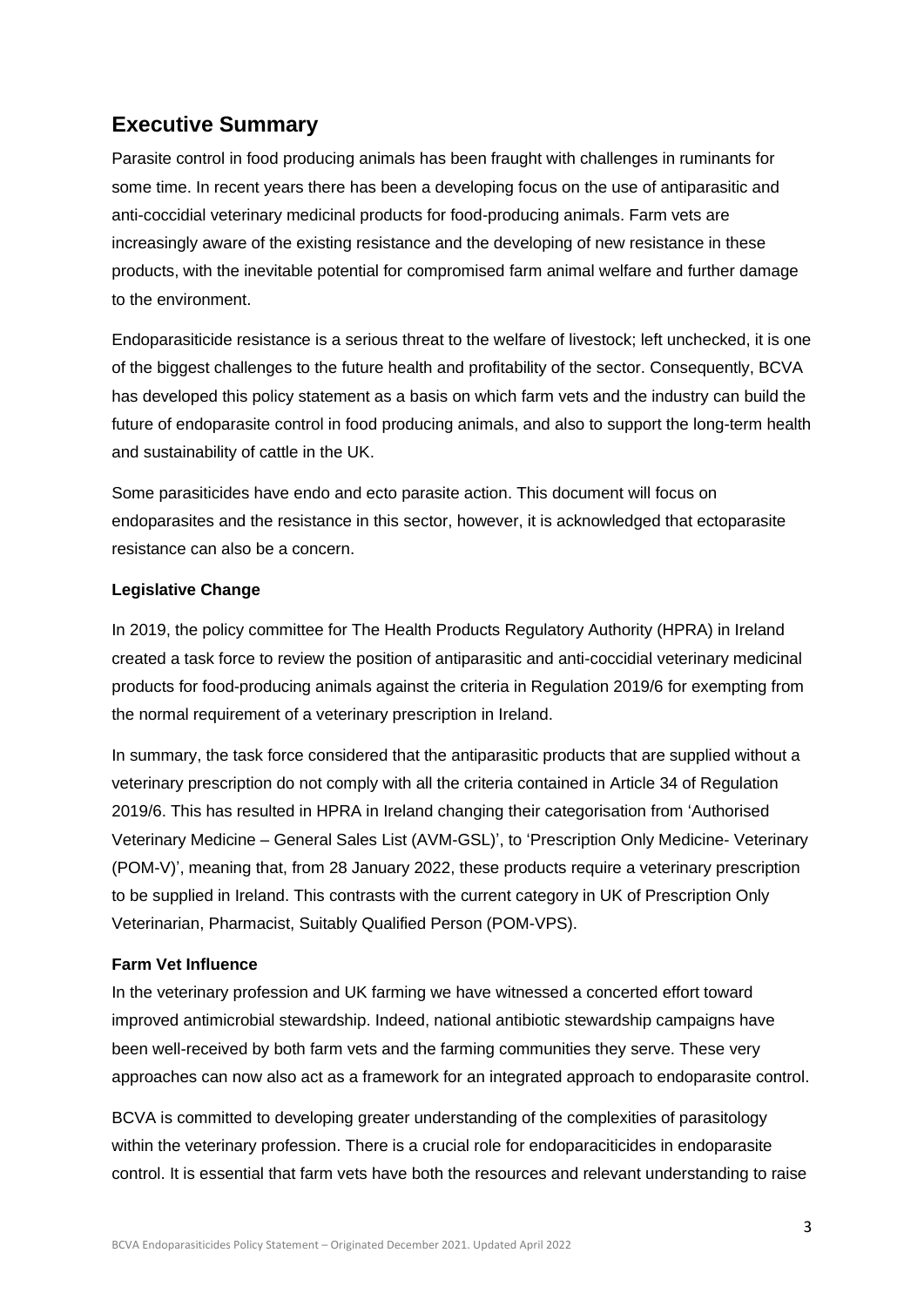## Executive Summary

Parasite control in food producing animals has been fraught with challenges in ruminants for some time. In recent years there has been a developing focus on the use of antiparasitic and anti-coccidial veterinary medicinal products for food-producing animals. Farm vets are increasingly aware of the existing resistance and the developing of new resistance in these products, with the inevitable potential for compromised farm animal welfare and further damage to the environment.

Endoparasiticide resistance is a serious threat to the welfare of livestock; left unchecked, it is one of the biggest challenges to the future health and profitability of the sector. Consequently, BCVA has developed this policy statement as a basis on which farm vets and the industry can build the future of endoparasite control in food producing animals, and also to support the long-term health and sustainability of cattle in the UK.

Some parasiticides have endo and ecto parasite action. This document will focus on endoparasites and the resistance in this sector, however, it is acknowledged that ectoparasite resistance can also be a concern.

**Legislative Change**

In 2019, the policy committee for The Health Products Regulatory Authority (HPRA) in Ireland created a task force to review the position of antiparasitic and anti-coccidial veterinary medicinal products for food-producing animals against the criteria in Regulation 2019/6 for exempting from the normal requirement of a veterinary prescription in Ireland.

In summary, the task force considered that the antiparasitic products that are supplied without a veterinary prescription do not comply with all the criteria contained in Article 34 of Regulation 2019/6. This has resulted in HPRA in Ireland changing their categorisation from 'Authorised Veterinary Medicine – General Sales List (AVM-GSL)', to 'Prescription Only Medicine- Veterinary (POM-V)', meaning that, from 28 January 2022, these products require a veterinary prescription to be supplied in Ireland. This contrasts with the current category in UK of Prescription Only Veterinarian, Pharmacist, Suitably Qualified Person (POM-VPS).

**Farm Vet Influence**

In the veterinary profession and UK farming we have witnessed a concerted effort toward improved antimicrobial stewardship. Indeed, national antibiotic stewardship campaigns have been well-received by both farm vets and the farming communities they serve. These very approaches can now also act as a framework for an integrated approach to endoparasite control.

BCVA is committed to developing greater understanding of the complexities of parasitology within the veterinary profession. There is a crucial role for endoparaciticides in endoparasite control. It is essential that farm vets have both the resources and relevant understanding to raise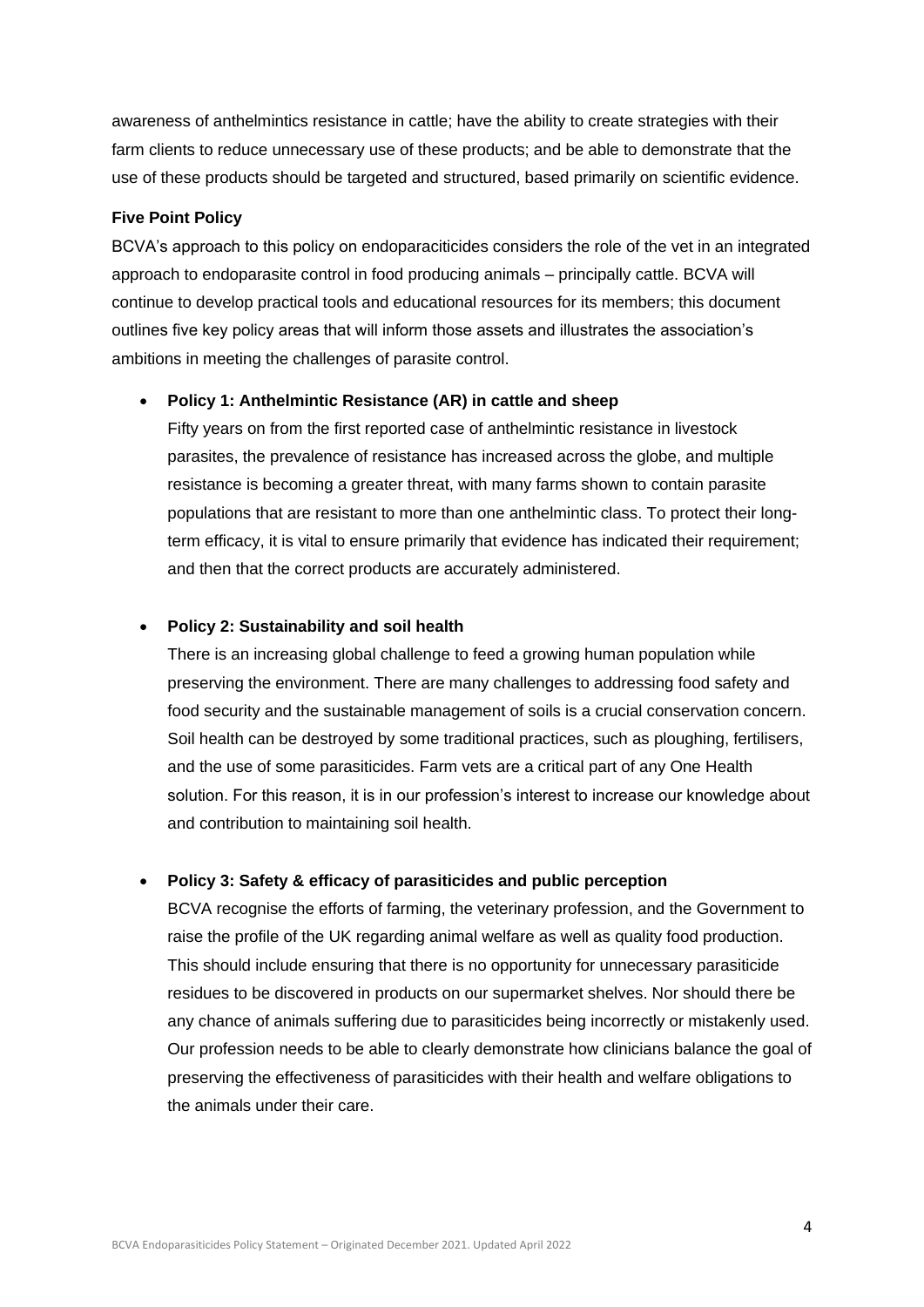awareness of anthelmintics resistance in cattle; have the ability to create strategies with their farm clients to reduce unnecessary use of these products; and be able to demonstrate that the use of these products should be targeted and structured, based primarily on scientific evidence.

**Five Point Policy**

BCVA's approach to this policy on endoparaciticides considers the role of the vet in an integrated approach to endoparasite control in food producing animals – principally cattle. BCVA will continue to develop practical tools and educational resources for its members; this document outlines five key policy areas that will inform those assets and illustrates the association's ambitions in meeting the challenges of parasite control.

- **Policy 1: Anthelmintic Resistance (AR) in cattle and sheep**

  Fifty years on from the first reported case of anthelmintic resistance in livestock parasites, the prevalence of resistance has increased across the globe, and multiple resistance is becoming a greater threat, with many farms shown to contain parasite populations that are resistant to more than one anthelmintic class. To protect their long-term efficacy, it is vital to ensure primarily that evidence has indicated their requirement; and then that the correct products are accurately administered.

- **Policy 2: Sustainability and soil health**

  There is an increasing global challenge to feed a growing human population while preserving the environment. There are many challenges to addressing food safety and food security and the sustainable management of soils is a crucial conservation concern. Soil health can be destroyed by some traditional practices, such as ploughing, fertilisers, and the use of some parasiticides. Farm vets are a critical part of any One Health solution. For this reason, it is in our profession's interest to increase our knowledge about and contribution to maintaining soil health.

- **Policy 3: Safety & efficacy of parasiticides and public perception**

  BCVA recognise the efforts of farming, the veterinary profession, and the Government to raise the profile of the UK regarding animal welfare as well as quality food production. This should include ensuring that there is no opportunity for unnecessary parasiticide residues to be discovered in products on our supermarket shelves. Nor should there be any chance of animals suffering due to parasiticides being incorrectly or mistakenly used. Our profession needs to be able to clearly demonstrate how clinicians balance the goal of preserving the effectiveness of parasiticides with their health and welfare obligations to the animals under their care.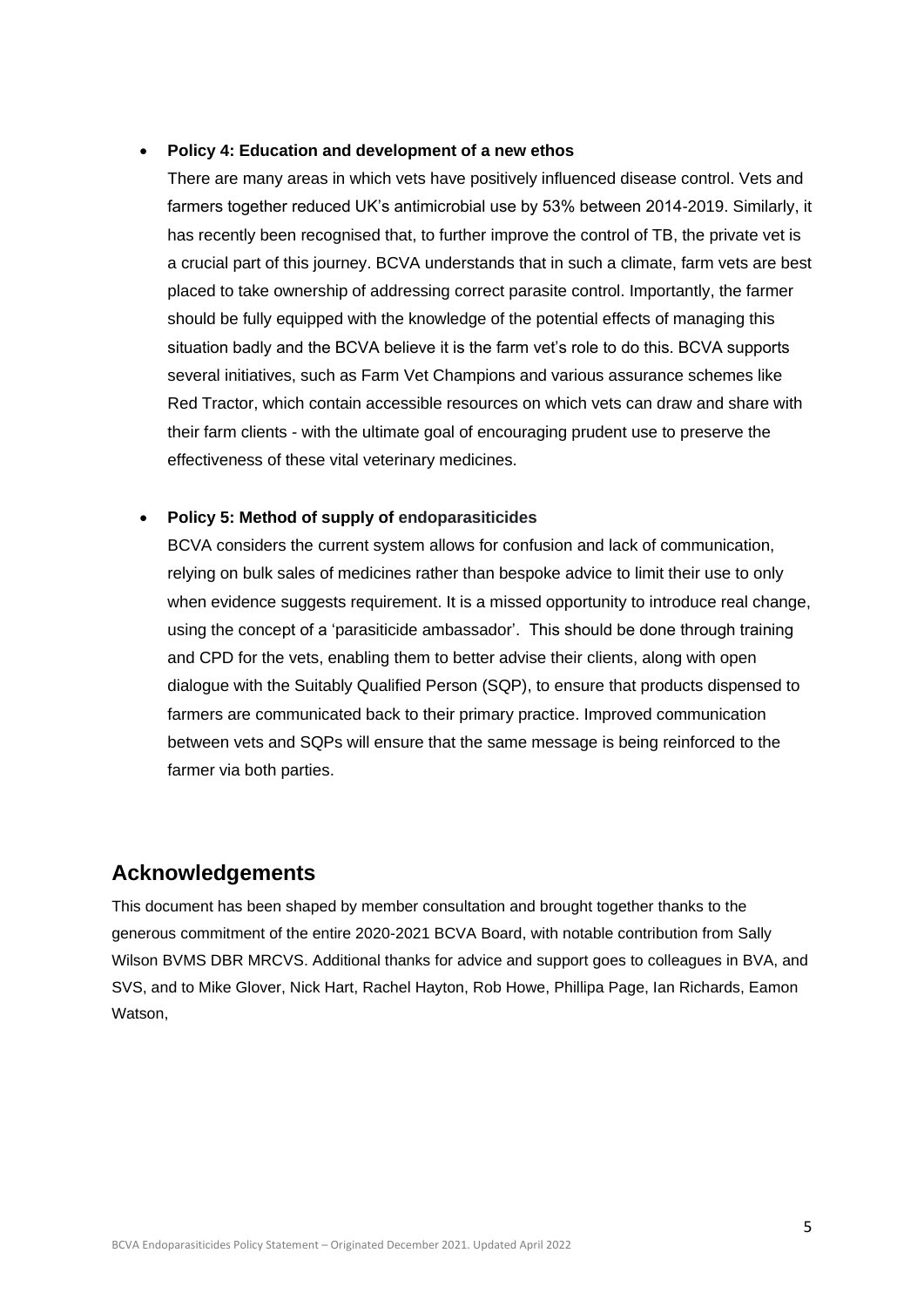- **Policy 4: Education and development of a new ethos**

  There are many areas in which vets have positively influenced disease control. Vets and farmers together reduced UK's antimicrobial use by 53% between 2014-2019. Similarly, it has recently been recognised that, to further improve the control of TB, the private vet is a crucial part of this journey. BCVA understands that in such a climate, farm vets are best placed to take ownership of addressing correct parasite control. Importantly, the farmer should be fully equipped with the knowledge of the potential effects of managing this situation badly and the BCVA believe it is the farm vet's role to do this. BCVA supports several initiatives, such as Farm Vet Champions and various assurance schemes like Red Tractor, which contain accessible resources on which vets can draw and share with their farm clients - with the ultimate goal of encouraging prudent use to preserve the effectiveness of these vital veterinary medicines.

- **Policy 5: Method of supply of endoparasiticides**

  BCVA considers the current system allows for confusion and lack of communication, relying on bulk sales of medicines rather than bespoke advice to limit their use to only when evidence suggests requirement. It is a missed opportunity to introduce real change, using the concept of a 'parasiticide ambassador'. This should be done through training and CPD for the vets, enabling them to better advise their clients, along with open dialogue with the Suitably Qualified Person (SQP), to ensure that products dispensed to farmers are communicated back to their primary practice. Improved communication between vets and SQPs will ensure that the same message is being reinforced to the farmer via both parties.

## Acknowledgements

This document has been shaped by member consultation and brought together thanks to the generous commitment of the entire 2020-2021 BCVA Board, with notable contribution from Sally Wilson BVMS DBR MRCVS. Additional thanks for advice and support goes to colleagues in BVA, and SVS, and to Mike Glover, Nick Hart, Rachel Hayton, Rob Howe, Phillipa Page, Ian Richards, Eamon Watson,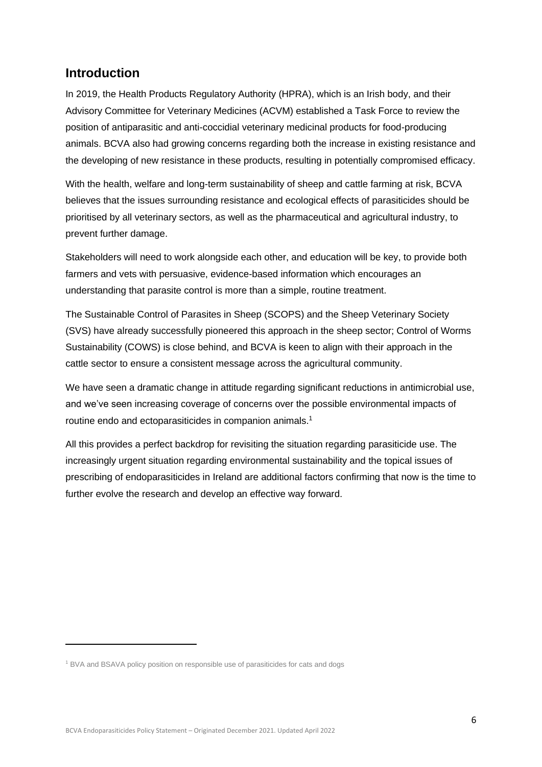## Introduction

In 2019, the Health Products Regulatory Authority (HPRA), which is an Irish body, and their Advisory Committee for Veterinary Medicines (ACVM) established a Task Force to review the position of antiparasitic and anti-coccidial veterinary medicinal products for food-producing animals. BCVA also had growing concerns regarding both the increase in existing resistance and the developing of new resistance in these products, resulting in potentially compromised efficacy.

With the health, welfare and long-term sustainability of sheep and cattle farming at risk, BCVA believes that the issues surrounding resistance and ecological effects of parasiticides should be prioritised by all veterinary sectors, as well as the pharmaceutical and agricultural industry, to prevent further damage.

Stakeholders will need to work alongside each other, and education will be key, to provide both farmers and vets with persuasive, evidence-based information which encourages an understanding that parasite control is more than a simple, routine treatment.

The Sustainable Control of Parasites in Sheep (SCOPS) and the Sheep Veterinary Society (SVS) have already successfully pioneered this approach in the sheep sector; Control of Worms Sustainability (COWS) is close behind, and BCVA is keen to align with their approach in the cattle sector to ensure a consistent message across the agricultural community.

We have seen a dramatic change in attitude regarding significant reductions in antimicrobial use, and we've seen increasing coverage of concerns over the possible environmental impacts of routine endo and ectoparasiticides in companion animals.[1]

All this provides a perfect backdrop for revisiting the situation regarding parasiticide use. The increasingly urgent situation regarding environmental sustainability and the topical issues of prescribing of endoparasiticides in Ireland are additional factors confirming that now is the time to further evolve the research and develop an effective way forward.

[1] BVA and BSAVA policy position on responsible use of parasiticides for cats and dogs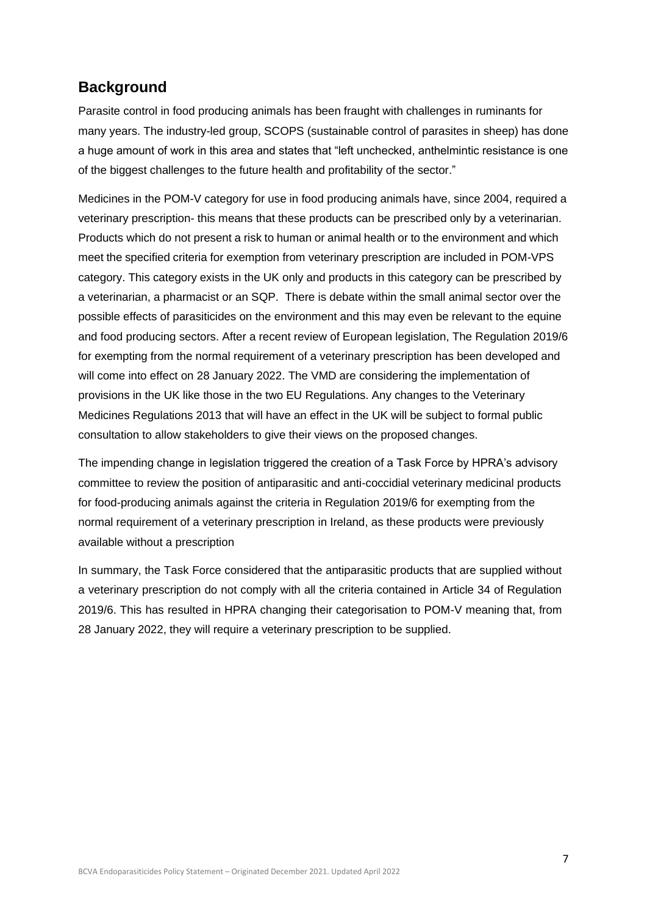## Background

Parasite control in food producing animals has been fraught with challenges in ruminants for many years. The industry-led group, SCOPS (sustainable control of parasites in sheep) has done a huge amount of work in this area and states that "left unchecked, anthelmintic resistance is one of the biggest challenges to the future health and profitability of the sector."

Medicines in the POM-V category for use in food producing animals have, since 2004, required a veterinary prescription- this means that these products can be prescribed only by a veterinarian. Products which do not present a risk to human or animal health or to the environment and which meet the specified criteria for exemption from veterinary prescription are included in POM-VPS category. This category exists in the UK only and products in this category can be prescribed by a veterinarian, a pharmacist or an SQP. There is debate within the small animal sector over the possible effects of parasiticides on the environment and this may even be relevant to the equine and food producing sectors. After a recent review of European legislation, The Regulation 2019/6 for exempting from the normal requirement of a veterinary prescription has been developed and will come into effect on 28 January 2022. The VMD are considering the implementation of provisions in the UK like those in the two EU Regulations. Any changes to the Veterinary Medicines Regulations 2013 that will have an effect in the UK will be subject to formal public consultation to allow stakeholders to give their views on the proposed changes.

The impending change in legislation triggered the creation of a Task Force by HPRA's advisory committee to review the position of antiparasitic and anti-coccidial veterinary medicinal products for food-producing animals against the criteria in Regulation 2019/6 for exempting from the normal requirement of a veterinary prescription in Ireland, as these products were previously available without a prescription

In summary, the Task Force considered that the antiparasitic products that are supplied without a veterinary prescription do not comply with all the criteria contained in Article 34 of Regulation 2019/6. This has resulted in HPRA changing their categorisation to POM-V meaning that, from 28 January 2022, they will require a veterinary prescription to be supplied.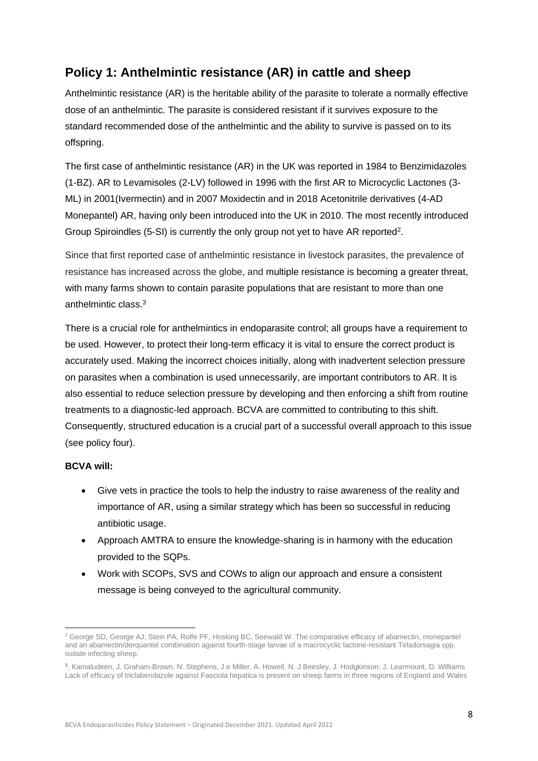## Policy 1: Anthelmintic resistance (AR) in cattle and sheep

Anthelmintic resistance (AR) is the heritable ability of the parasite to tolerate a normally effective dose of an anthelmintic. The parasite is considered resistant if it survives exposure to the standard recommended dose of the anthelmintic and the ability to survive is passed on to its offspring.

The first case of anthelmintic resistance (AR) in the UK was reported in 1984 to Benzimidazoles (1-BZ). AR to Levamisoles (2-LV) followed in 1996 with the first AR to Microcyclic Lactones (3-ML) in 2001(Ivermectin) and in 2007 Moxidectin and in 2018 Acetonitrile derivatives (4-AD Monepantel) AR, having only been introduced into the UK in 2010. The most recently introduced Group Spiroindles (5-SI) is currently the only group not yet to have AR reported[2].

Since that first reported case of anthelmintic resistance in livestock parasites, the prevalence of resistance has increased across the globe, and multiple resistance is becoming a greater threat, with many farms shown to contain parasite populations that are resistant to more than one anthelmintic class.[3]

There is a crucial role for anthelmintics in endoparasite control; all groups have a requirement to be used. However, to protect their long-term efficacy it is vital to ensure the correct product is accurately used. Making the incorrect choices initially, along with inadvertent selection pressure on parasites when a combination is used unnecessarily, are important contributors to AR. It is also essential to reduce selection pressure by developing and then enforcing a shift from routine treatments to a diagnostic-led approach. BCVA are committed to contributing to this shift. Consequently, structured education is a crucial part of a successful overall approach to this issue (see policy four).

**BCVA will:**

- Give vets in practice the tools to help the industry to raise awareness of the reality and importance of AR, using a similar strategy which has been so successful in reducing antibiotic usage.
- Approach AMTRA to ensure the knowledge-sharing is in harmony with the education provided to the SQPs.
- Work with SCOPs, SVS and COWs to align our approach and ensure a consistent message is being conveyed to the agricultural community.

---

[2] George SD, George AJ, Stein PA, Rolfe PF, Hosking BC, Seewald W. The comparative efficacy of abamectin, monepantel and an abamectin/derquantel combination against fourth-stage larvae of a macrocyclic lactone-resistant Teladorsagia spp. isolate infecting sheep.

[3]. Kamaludeen, J. Graham-Brown, N. Stephens, J.e Miller, A. Howell, N. J Beesley, J. Hodgkinson, J. Learmount, D. Williams Lack of efficacy of triclabendazole against Fasciola hepatica is present on sheep farms in three regions of England and Wales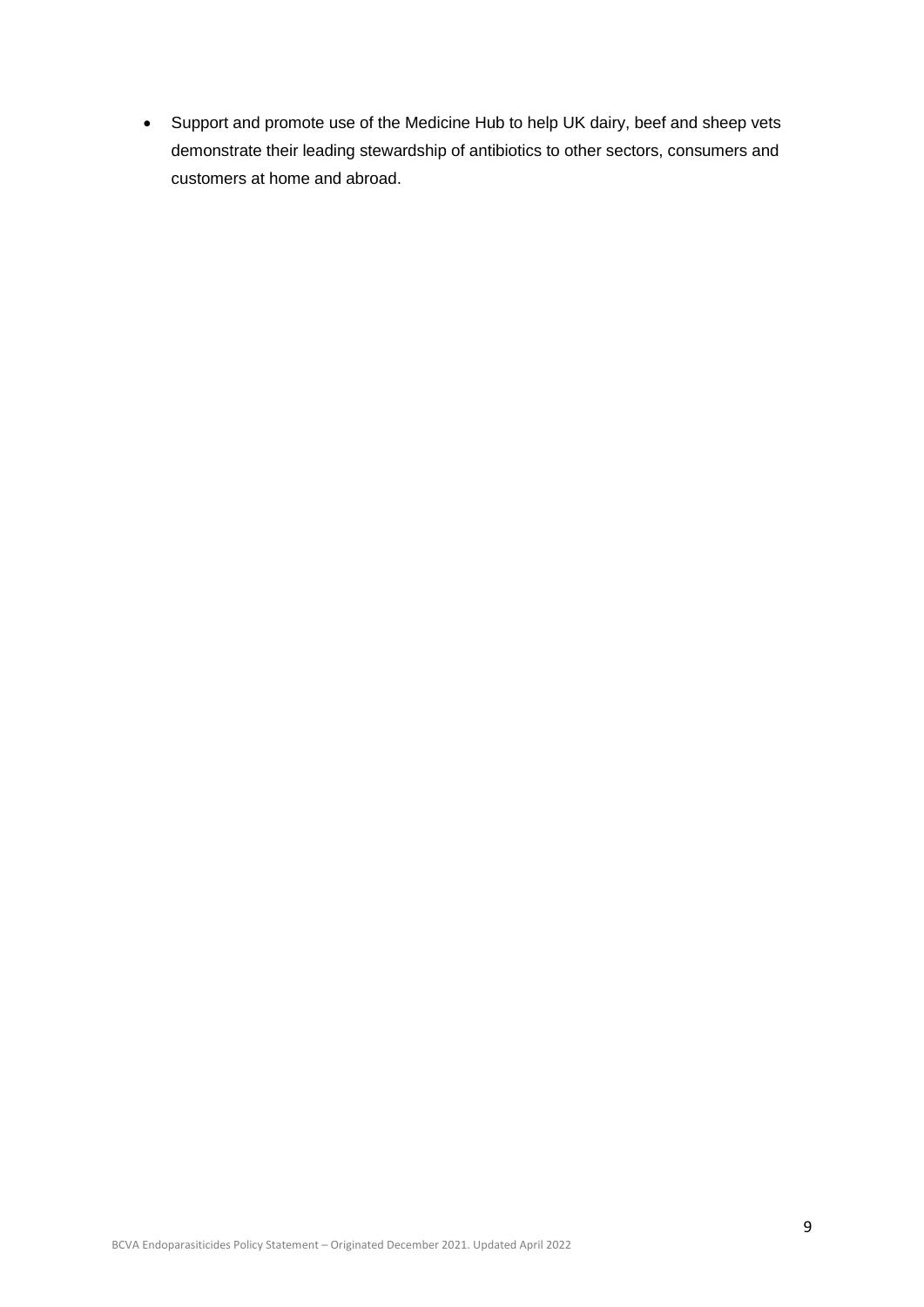- Support and promote use of the Medicine Hub to help UK dairy, beef and sheep vets demonstrate their leading stewardship of antibiotics to other sectors, consumers and customers at home and abroad.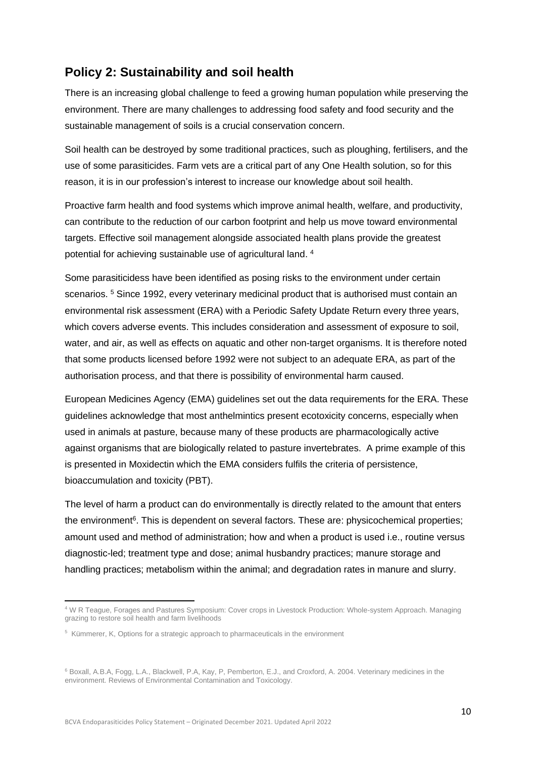## Policy 2: Sustainability and soil health

There is an increasing global challenge to feed a growing human population while preserving the environment. There are many challenges to addressing food safety and food security and the sustainable management of soils is a crucial conservation concern.

Soil health can be destroyed by some traditional practices, such as ploughing, fertilisers, and the use of some parasiticides. Farm vets are a critical part of any One Health solution, so for this reason, it is in our profession's interest to increase our knowledge about soil health.

Proactive farm health and food systems which improve animal health, welfare, and productivity, can contribute to the reduction of our carbon footprint and help us move toward environmental targets. Effective soil management alongside associated health plans provide the greatest potential for achieving sustainable use of agricultural land. [4]

Some parasiticidess have been identified as posing risks to the environment under certain scenarios. [5] Since 1992, every veterinary medicinal product that is authorised must contain an environmental risk assessment (ERA) with a Periodic Safety Update Return every three years, which covers adverse events. This includes consideration and assessment of exposure to soil, water, and air, as well as effects on aquatic and other non-target organisms. It is therefore noted that some products licensed before 1992 were not subject to an adequate ERA, as part of the authorisation process, and that there is possibility of environmental harm caused.

European Medicines Agency (EMA) guidelines set out the data requirements for the ERA. These guidelines acknowledge that most anthelmintics present ecotoxicity concerns, especially when used in animals at pasture, because many of these products are pharmacologically active against organisms that are biologically related to pasture invertebrates. A prime example of this is presented in Moxidectin which the EMA considers fulfils the criteria of persistence, bioaccumulation and toxicity (PBT).

The level of harm a product can do environmentally is directly related to the amount that enters the environment[6]. This is dependent on several factors. These are: physicochemical properties; amount used and method of administration; how and when a product is used i.e., routine versus diagnostic-led; treatment type and dose; animal husbandry practices; manure storage and handling practices; metabolism within the animal; and degradation rates in manure and slurry.

[4] W R Teague, Forages and Pastures Symposium: Cover crops in Livestock Production: Whole-system Approach. Managing grazing to restore soil health and farm livelihoods

[5] Kümmerer, K, Options for a strategic approach to pharmaceuticals in the environment

[6] Boxall, A.B.A, Fogg, L.A., Blackwell, P.A, Kay, P, Pemberton, E.J., and Croxford, A. 2004. Veterinary medicines in the environment. Reviews of Environmental Contamination and Toxicology.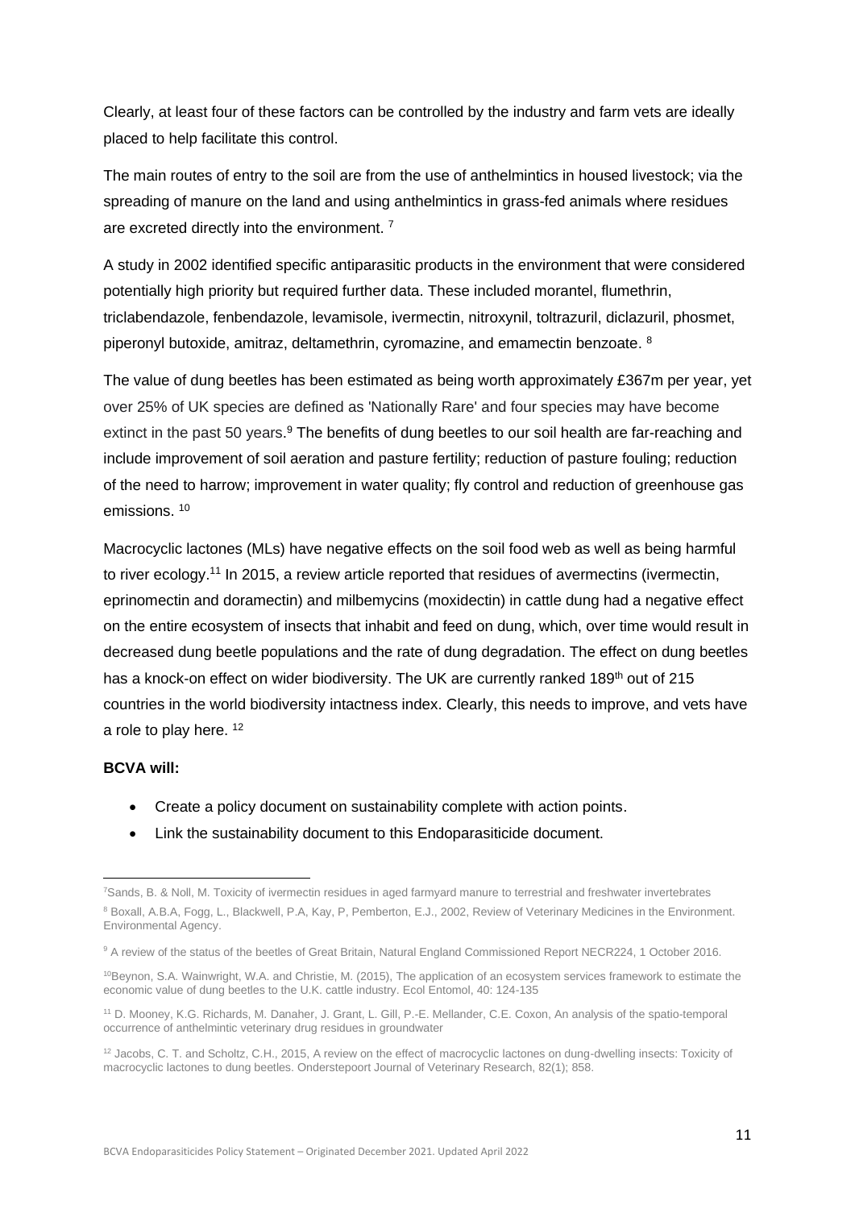Clearly, at least four of these factors can be controlled by the industry and farm vets are ideally placed to help facilitate this control.

The main routes of entry to the soil are from the use of anthelmintics in housed livestock; via the spreading of manure on the land and using anthelmintics in grass-fed animals where residues are excreted directly into the environment. [7]

A study in 2002 identified specific antiparasitic products in the environment that were considered potentially high priority but required further data. These included morantel, flumethrin, triclabendazole, fenbendazole, levamisole, ivermectin, nitroxynil, toltrazuril, diclazuril, phosmet, piperonyl butoxide, amitraz, deltamethrin, cyromazine, and emamectin benzoate. [8]

The value of dung beetles has been estimated as being worth approximately £367m per year, yet over 25% of UK species are defined as 'Nationally Rare' and four species may have become extinct in the past 50 years.[9] The benefits of dung beetles to our soil health are far-reaching and include improvement of soil aeration and pasture fertility; reduction of pasture fouling; reduction of the need to harrow; improvement in water quality; fly control and reduction of greenhouse gas emissions. [10]

Macrocyclic lactones (MLs) have negative effects on the soil food web as well as being harmful to river ecology.[11] In 2015, a review article reported that residues of avermectins (ivermectin, eprinomectin and doramectin) and milbemycins (moxidectin) in cattle dung had a negative effect on the entire ecosystem of insects that inhabit and feed on dung, which, over time would result in decreased dung beetle populations and the rate of dung degradation. The effect on dung beetles has a knock-on effect on wider biodiversity. The UK are currently ranked 189th out of 215 countries in the world biodiversity intactness index. Clearly, this needs to improve, and vets have a role to play here. [12]

**BCVA will:**

- Create a policy document on sustainability complete with action points.
- Link the sustainability document to this Endoparasiticide document.

---

[7] Sands, B. & Noll, M. Toxicity of ivermectin residues in aged farmyard manure to terrestrial and freshwater invertebrates

[8] Boxall, A.B.A, Fogg, L., Blackwell, P.A, Kay, P, Pemberton, E.J., 2002, Review of Veterinary Medicines in the Environment. Environmental Agency.

[9] A review of the status of the beetles of Great Britain, Natural England Commissioned Report NECR224, 1 October 2016.

[10] Beynon, S.A. Wainwright, W.A. and Christie, M. (2015), The application of an ecosystem services framework to estimate the economic value of dung beetles to the U.K. cattle industry. Ecol Entomol, 40: 124-135

[11] D. Mooney, K.G. Richards, M. Danaher, J. Grant, L. Gill, P.-E. Mellander, C.E. Coxon, An analysis of the spatio-temporal occurrence of anthelmintic veterinary drug residues in groundwater

[12] Jacobs, C. T. and Scholtz, C.H., 2015, A review on the effect of macrocyclic lactones on dung-dwelling insects: Toxicity of macrocyclic lactones to dung beetles. Onderstepoort Journal of Veterinary Research, 82(1); 858.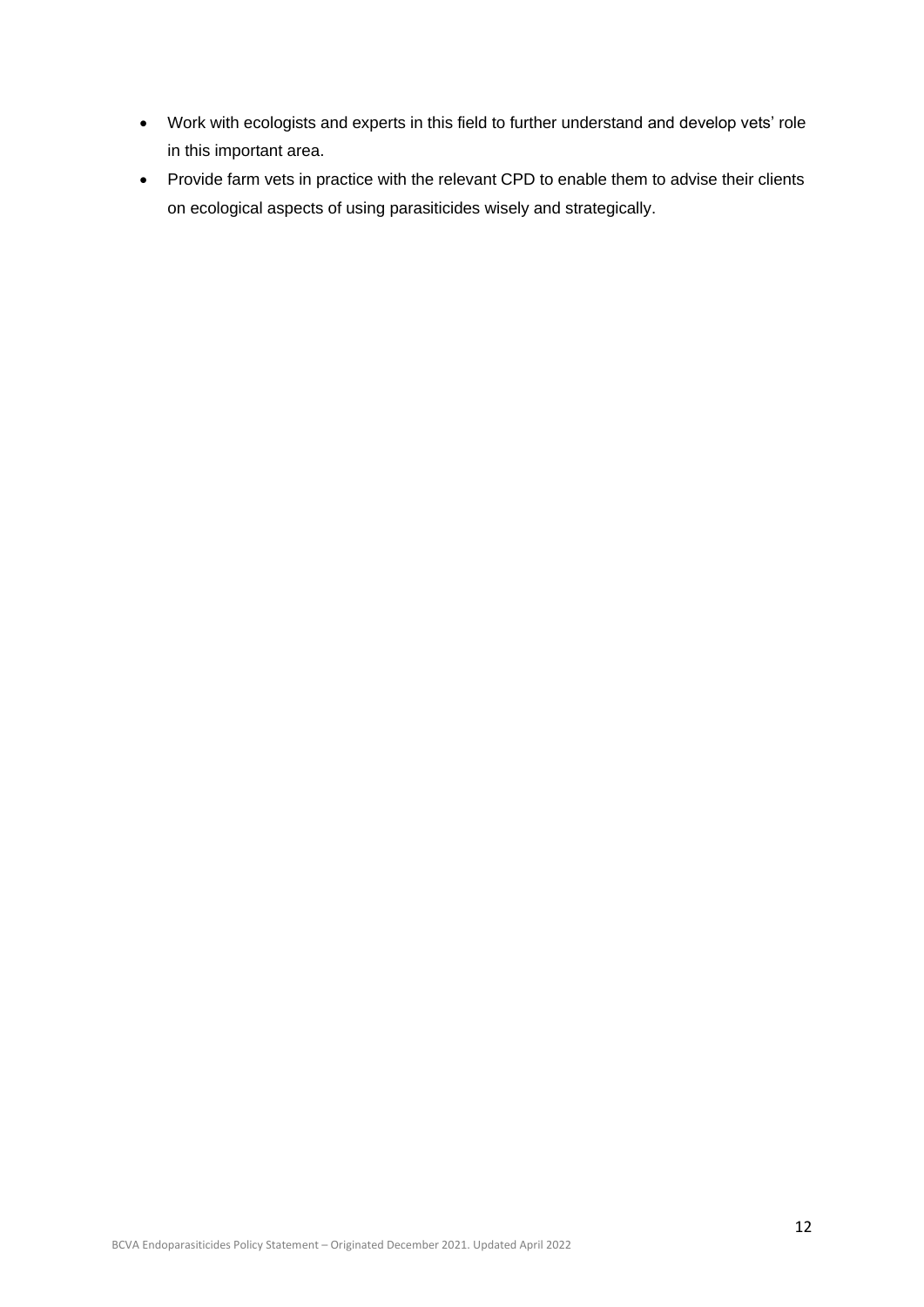- Work with ecologists and experts in this field to further understand and develop vets' role in this important area.
- Provide farm vets in practice with the relevant CPD to enable them to advise their clients on ecological aspects of using parasiticides wisely and strategically.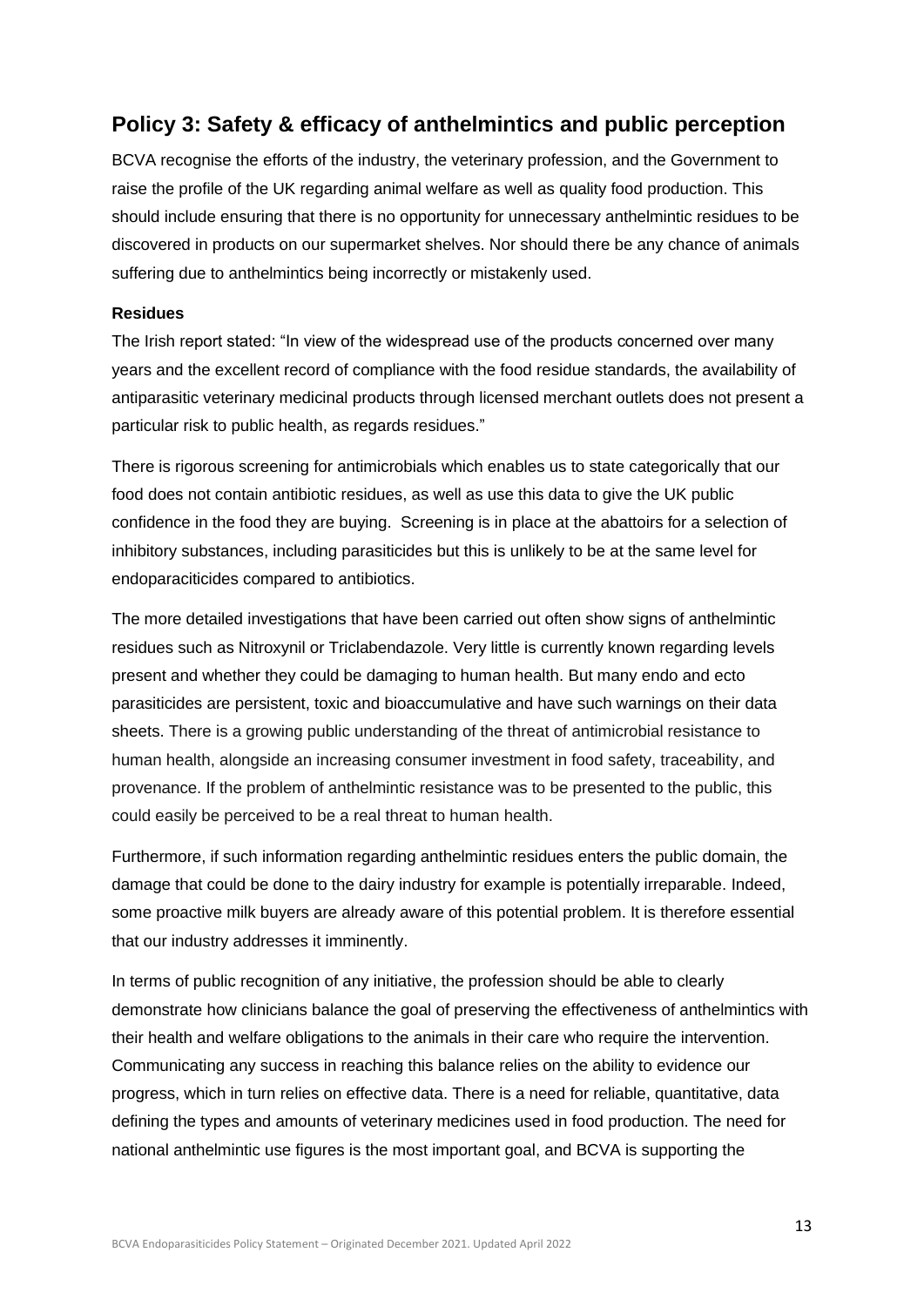## Policy 3: Safety & efficacy of anthelmintics and public perception

BCVA recognise the efforts of the industry, the veterinary profession, and the Government to raise the profile of the UK regarding animal welfare as well as quality food production. This should include ensuring that there is no opportunity for unnecessary anthelmintic residues to be discovered in products on our supermarket shelves. Nor should there be any chance of animals suffering due to anthelmintics being incorrectly or mistakenly used.

### Residues

The Irish report stated: "In view of the widespread use of the products concerned over many years and the excellent record of compliance with the food residue standards, the availability of antiparasitic veterinary medicinal products through licensed merchant outlets does not present a particular risk to public health, as regards residues."

There is rigorous screening for antimicrobials which enables us to state categorically that our food does not contain antibiotic residues, as well as use this data to give the UK public confidence in the food they are buying. Screening is in place at the abattoirs for a selection of inhibitory substances, including parasiticides but this is unlikely to be at the same level for endoparaciticides compared to antibiotics.

The more detailed investigations that have been carried out often show signs of anthelmintic residues such as Nitroxynil or Triclabendazole. Very little is currently known regarding levels present and whether they could be damaging to human health. But many endo and ecto parasiticides are persistent, toxic and bioaccumulative and have such warnings on their data sheets. There is a growing public understanding of the threat of antimicrobial resistance to human health, alongside an increasing consumer investment in food safety, traceability, and provenance. If the problem of anthelmintic resistance was to be presented to the public, this could easily be perceived to be a real threat to human health.

Furthermore, if such information regarding anthelmintic residues enters the public domain, the damage that could be done to the dairy industry for example is potentially irreparable. Indeed, some proactive milk buyers are already aware of this potential problem. It is therefore essential that our industry addresses it imminently.

In terms of public recognition of any initiative, the profession should be able to clearly demonstrate how clinicians balance the goal of preserving the effectiveness of anthelmintics with their health and welfare obligations to the animals in their care who require the intervention. Communicating any success in reaching this balance relies on the ability to evidence our progress, which in turn relies on effective data. There is a need for reliable, quantitative, data defining the types and amounts of veterinary medicines used in food production. The need for national anthelmintic use figures is the most important goal, and BCVA is supporting the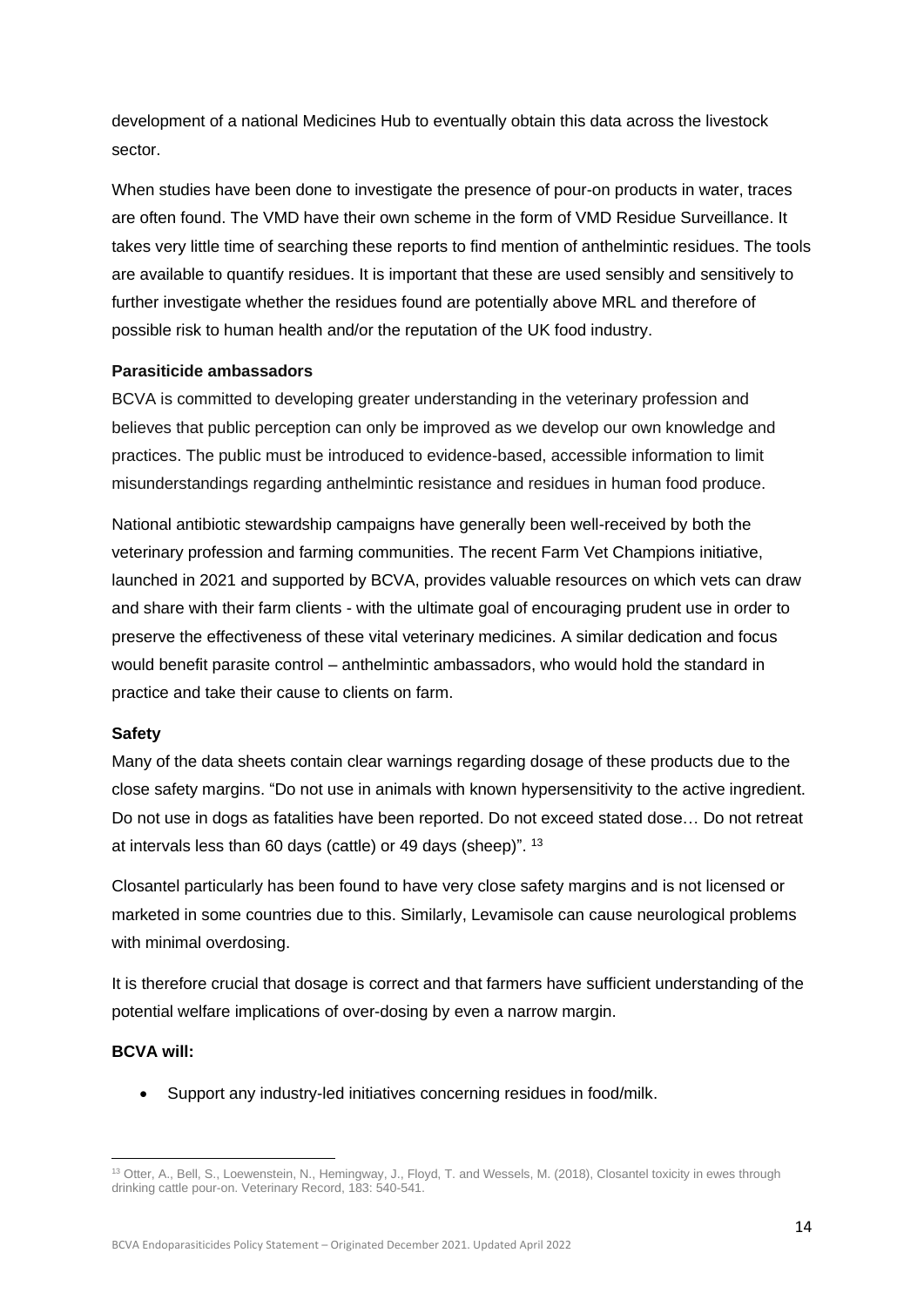development of a national Medicines Hub to eventually obtain this data across the livestock sector.

When studies have been done to investigate the presence of pour-on products in water, traces are often found. The VMD have their own scheme in the form of VMD Residue Surveillance. It takes very little time of searching these reports to find mention of anthelmintic residues. The tools are available to quantify residues. It is important that these are used sensibly and sensitively to further investigate whether the residues found are potentially above MRL and therefore of possible risk to human health and/or the reputation of the UK food industry.

**Parasiticide ambassadors**

BCVA is committed to developing greater understanding in the veterinary profession and believes that public perception can only be improved as we develop our own knowledge and practices. The public must be introduced to evidence-based, accessible information to limit misunderstandings regarding anthelmintic resistance and residues in human food produce.

National antibiotic stewardship campaigns have generally been well-received by both the veterinary profession and farming communities. The recent Farm Vet Champions initiative, launched in 2021 and supported by BCVA, provides valuable resources on which vets can draw and share with their farm clients - with the ultimate goal of encouraging prudent use in order to preserve the effectiveness of these vital veterinary medicines. A similar dedication and focus would benefit parasite control – anthelmintic ambassadors, who would hold the standard in practice and take their cause to clients on farm.

**Safety**

Many of the data sheets contain clear warnings regarding dosage of these products due to the close safety margins. "Do not use in animals with known hypersensitivity to the active ingredient. Do not use in dogs as fatalities have been reported. Do not exceed stated dose… Do not retreat at intervals less than 60 days (cattle) or 49 days (sheep)". [13]

Closantel particularly has been found to have very close safety margins and is not licensed or marketed in some countries due to this. Similarly, Levamisole can cause neurological problems with minimal overdosing.

It is therefore crucial that dosage is correct and that farmers have sufficient understanding of the potential welfare implications of over-dosing by even a narrow margin.

**BCVA will:**

- Support any industry-led initiatives concerning residues in food/milk.

---

[13] Otter, A., Bell, S., Loewenstein, N., Hemingway, J., Floyd, T. and Wessels, M. (2018), Closantel toxicity in ewes through drinking cattle pour-on. Veterinary Record, 183: 540-541.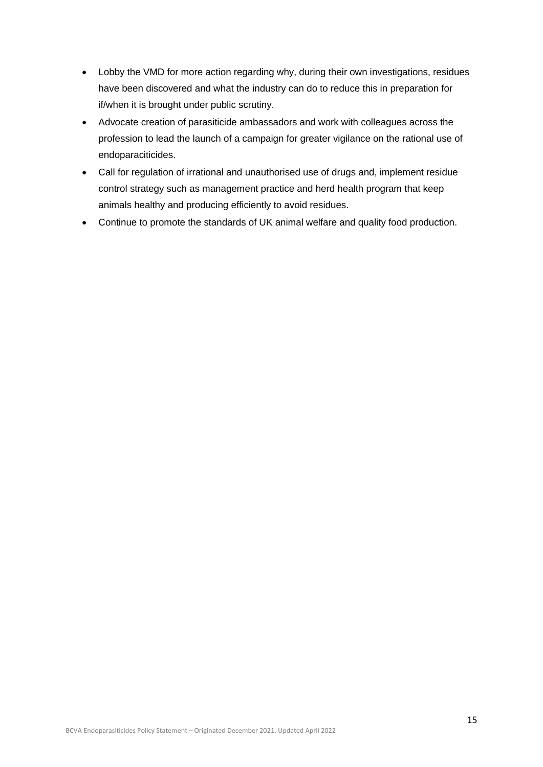- Lobby the VMD for more action regarding why, during their own investigations, residues have been discovered and what the industry can do to reduce this in preparation for if/when it is brought under public scrutiny.
- Advocate creation of parasiticide ambassadors and work with colleagues across the profession to lead the launch of a campaign for greater vigilance on the rational use of endoparaciticides.
- Call for regulation of irrational and unauthorised use of drugs and, implement residue control strategy such as management practice and herd health program that keep animals healthy and producing efficiently to avoid residues.
- Continue to promote the standards of UK animal welfare and quality food production.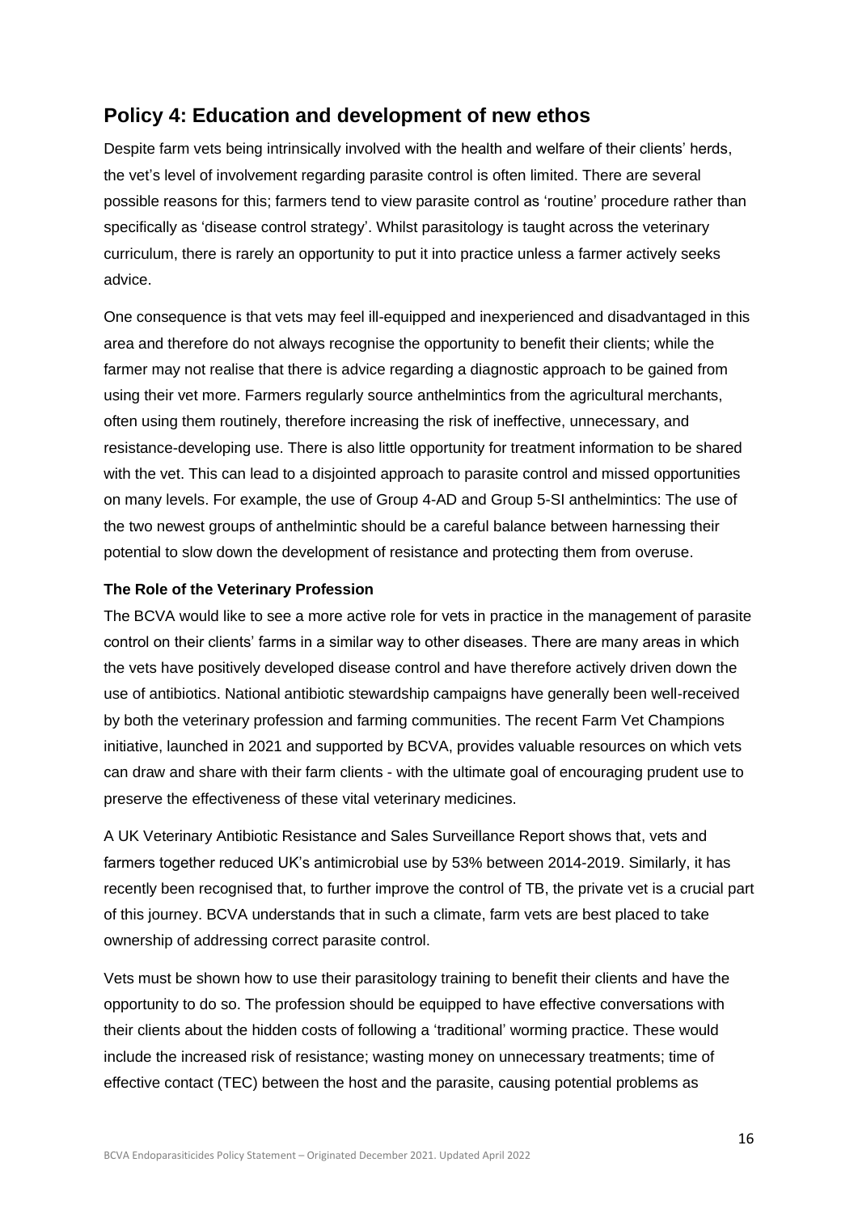## Policy 4: Education and development of new ethos

Despite farm vets being intrinsically involved with the health and welfare of their clients' herds, the vet's level of involvement regarding parasite control is often limited. There are several possible reasons for this; farmers tend to view parasite control as 'routine' procedure rather than specifically as 'disease control strategy'. Whilst parasitology is taught across the veterinary curriculum, there is rarely an opportunity to put it into practice unless a farmer actively seeks advice.

One consequence is that vets may feel ill-equipped and inexperienced and disadvantaged in this area and therefore do not always recognise the opportunity to benefit their clients; while the farmer may not realise that there is advice regarding a diagnostic approach to be gained from using their vet more. Farmers regularly source anthelmintics from the agricultural merchants, often using them routinely, therefore increasing the risk of ineffective, unnecessary, and resistance-developing use. There is also little opportunity for treatment information to be shared with the vet. This can lead to a disjointed approach to parasite control and missed opportunities on many levels. For example, the use of Group 4-AD and Group 5-SI anthelmintics: The use of the two newest groups of anthelmintic should be a careful balance between harnessing their potential to slow down the development of resistance and protecting them from overuse.

**The Role of the Veterinary Profession**

The BCVA would like to see a more active role for vets in practice in the management of parasite control on their clients' farms in a similar way to other diseases. There are many areas in which the vets have positively developed disease control and have therefore actively driven down the use of antibiotics. National antibiotic stewardship campaigns have generally been well-received by both the veterinary profession and farming communities. The recent Farm Vet Champions initiative, launched in 2021 and supported by BCVA, provides valuable resources on which vets can draw and share with their farm clients - with the ultimate goal of encouraging prudent use to preserve the effectiveness of these vital veterinary medicines.

A UK Veterinary Antibiotic Resistance and Sales Surveillance Report shows that, vets and farmers together reduced UK's antimicrobial use by 53% between 2014-2019. Similarly, it has recently been recognised that, to further improve the control of TB, the private vet is a crucial part of this journey. BCVA understands that in such a climate, farm vets are best placed to take ownership of addressing correct parasite control.

Vets must be shown how to use their parasitology training to benefit their clients and have the opportunity to do so. The profession should be equipped to have effective conversations with their clients about the hidden costs of following a 'traditional' worming practice. These would include the increased risk of resistance; wasting money on unnecessary treatments; time of effective contact (TEC) between the host and the parasite, causing potential problems as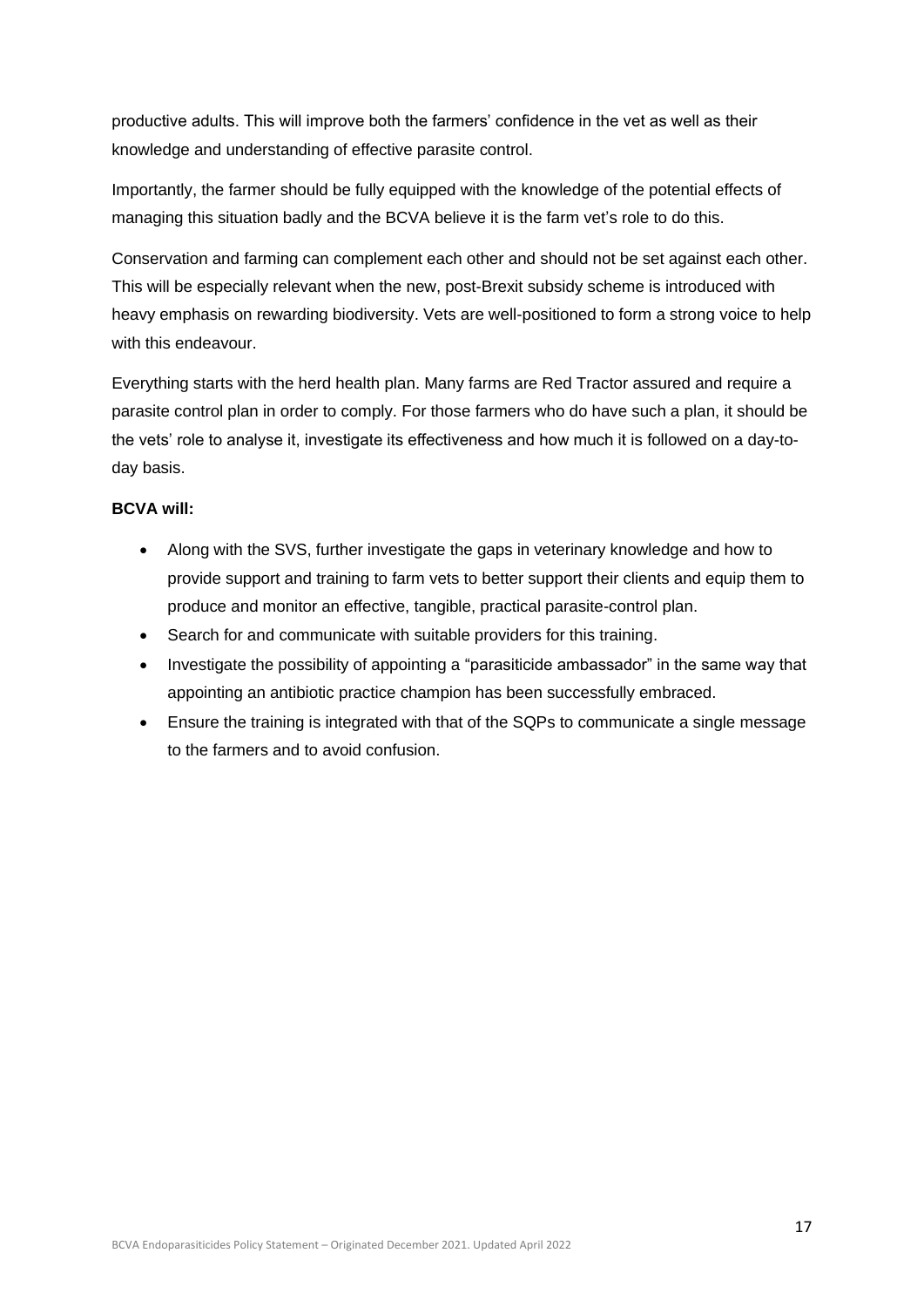productive adults. This will improve both the farmers' confidence in the vet as well as their knowledge and understanding of effective parasite control.

Importantly, the farmer should be fully equipped with the knowledge of the potential effects of managing this situation badly and the BCVA believe it is the farm vet's role to do this.

Conservation and farming can complement each other and should not be set against each other. This will be especially relevant when the new, post-Brexit subsidy scheme is introduced with heavy emphasis on rewarding biodiversity. Vets are well-positioned to form a strong voice to help with this endeavour.

Everything starts with the herd health plan. Many farms are Red Tractor assured and require a parasite control plan in order to comply. For those farmers who do have such a plan, it should be the vets' role to analyse it, investigate its effectiveness and how much it is followed on a day-to-day basis.

**BCVA will:**

- Along with the SVS, further investigate the gaps in veterinary knowledge and how to provide support and training to farm vets to better support their clients and equip them to produce and monitor an effective, tangible, practical parasite-control plan.
- Search for and communicate with suitable providers for this training.
- Investigate the possibility of appointing a "parasiticide ambassador" in the same way that appointing an antibiotic practice champion has been successfully embraced.
- Ensure the training is integrated with that of the SQPs to communicate a single message to the farmers and to avoid confusion.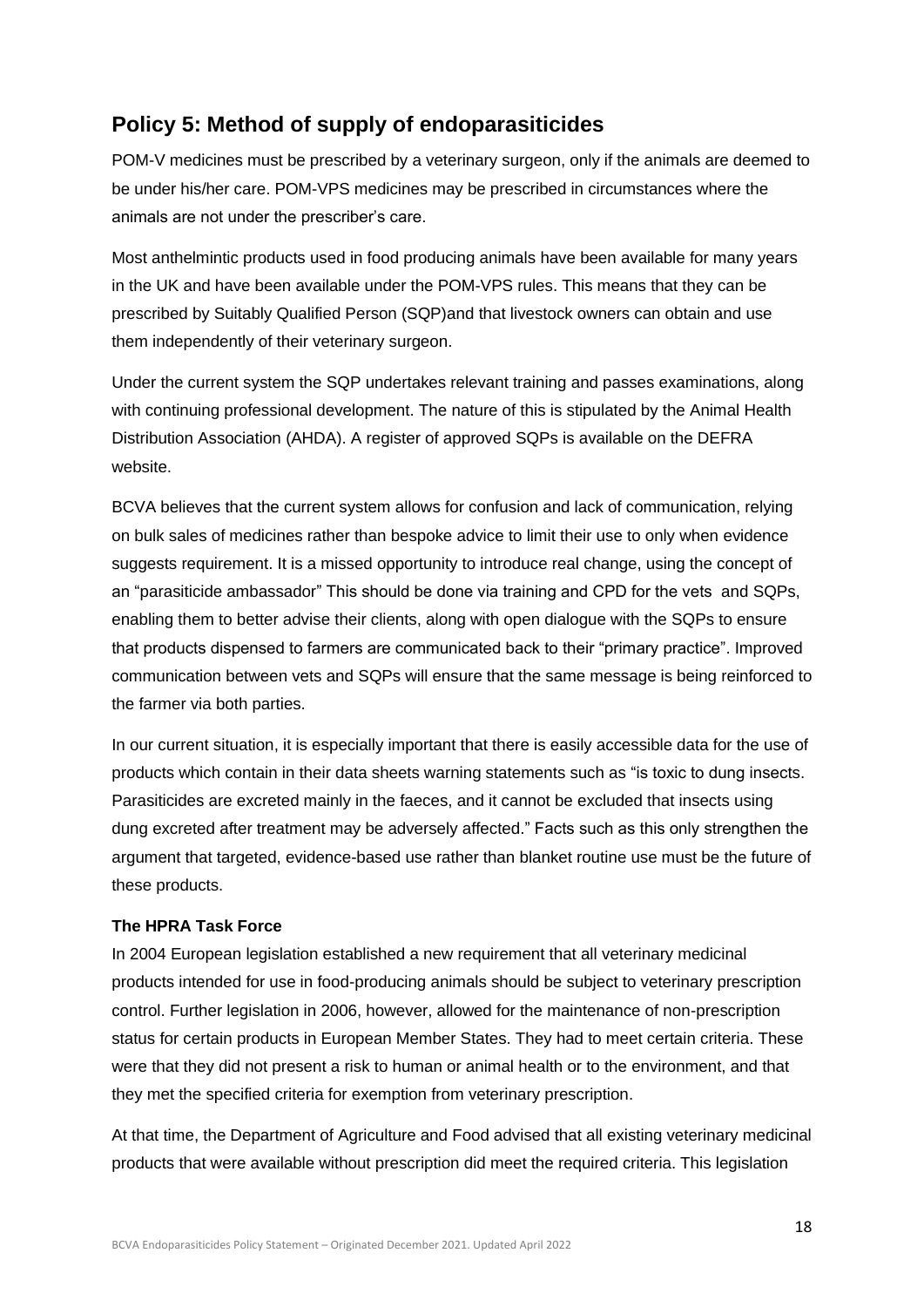## Policy 5: Method of supply of endoparasiticides

POM-V medicines must be prescribed by a veterinary surgeon, only if the animals are deemed to be under his/her care. POM-VPS medicines may be prescribed in circumstances where the animals are not under the prescriber's care.

Most anthelmintic products used in food producing animals have been available for many years in the UK and have been available under the POM-VPS rules. This means that they can be prescribed by Suitably Qualified Person (SQP)and that livestock owners can obtain and use them independently of their veterinary surgeon.

Under the current system the SQP undertakes relevant training and passes examinations, along with continuing professional development. The nature of this is stipulated by the Animal Health Distribution Association (AHDA). A register of approved SQPs is available on the DEFRA website.

BCVA believes that the current system allows for confusion and lack of communication, relying on bulk sales of medicines rather than bespoke advice to limit their use to only when evidence suggests requirement. It is a missed opportunity to introduce real change, using the concept of an "parasiticide ambassador" This should be done via training and CPD for the vets and SQPs, enabling them to better advise their clients, along with open dialogue with the SQPs to ensure that products dispensed to farmers are communicated back to their "primary practice". Improved communication between vets and SQPs will ensure that the same message is being reinforced to the farmer via both parties.

In our current situation, it is especially important that there is easily accessible data for the use of products which contain in their data sheets warning statements such as "is toxic to dung insects. Parasiticides are excreted mainly in the faeces, and it cannot be excluded that insects using dung excreted after treatment may be adversely affected." Facts such as this only strengthen the argument that targeted, evidence-based use rather than blanket routine use must be the future of these products.

**The HPRA Task Force**

In 2004 European legislation established a new requirement that all veterinary medicinal products intended for use in food-producing animals should be subject to veterinary prescription control. Further legislation in 2006, however, allowed for the maintenance of non-prescription status for certain products in European Member States. They had to meet certain criteria. These were that they did not present a risk to human or animal health or to the environment, and that they met the specified criteria for exemption from veterinary prescription.

At that time, the Department of Agriculture and Food advised that all existing veterinary medicinal products that were available without prescription did meet the required criteria. This legislation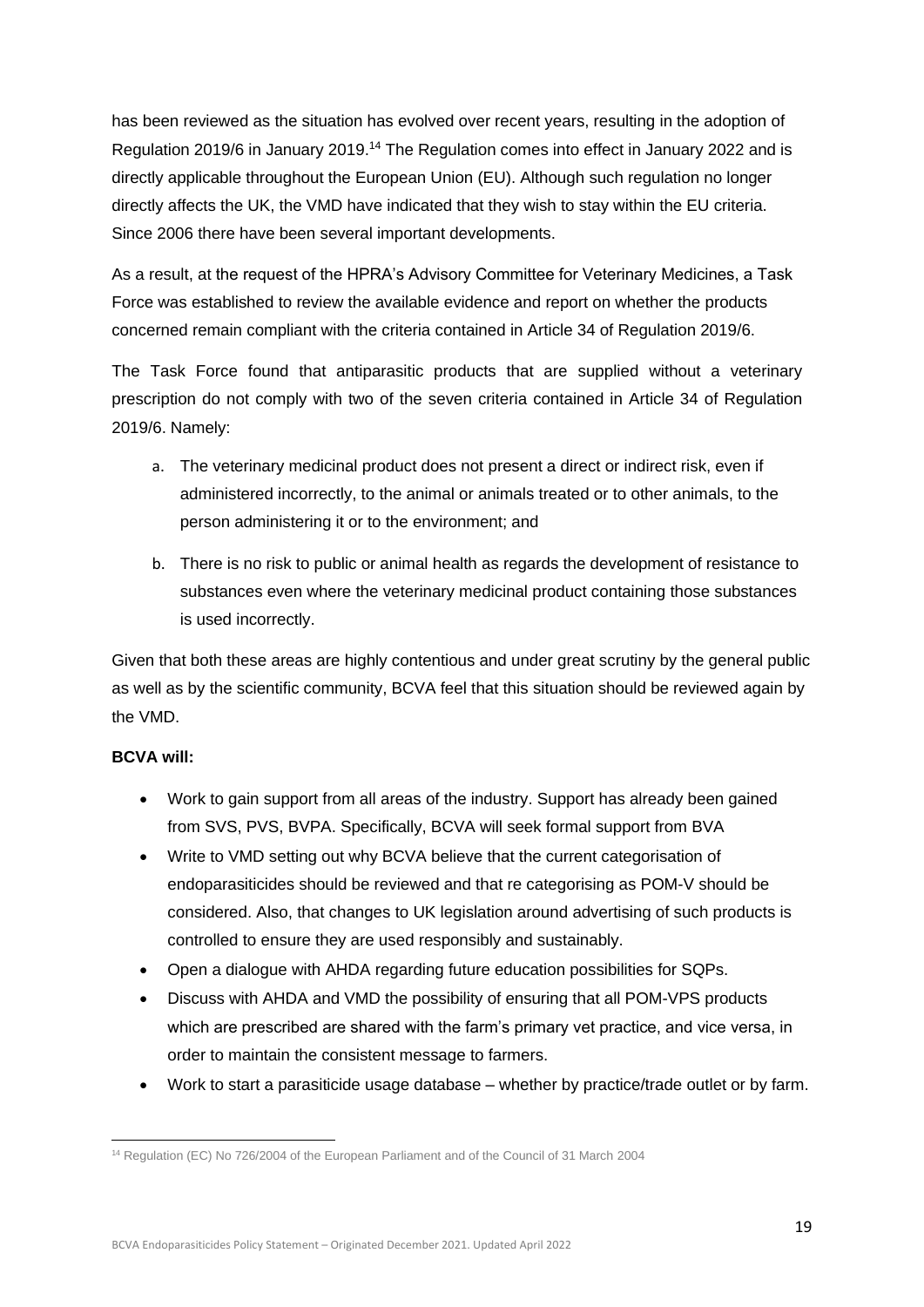has been reviewed as the situation has evolved over recent years, resulting in the adoption of Regulation 2019/6 in January 2019.[14] The Regulation comes into effect in January 2022 and is directly applicable throughout the European Union (EU). Although such regulation no longer directly affects the UK, the VMD have indicated that they wish to stay within the EU criteria. Since 2006 there have been several important developments.

As a result, at the request of the HPRA's Advisory Committee for Veterinary Medicines, a Task Force was established to review the available evidence and report on whether the products concerned remain compliant with the criteria contained in Article 34 of Regulation 2019/6.

The Task Force found that antiparasitic products that are supplied without a veterinary prescription do not comply with two of the seven criteria contained in Article 34 of Regulation 2019/6. Namely:

a. The veterinary medicinal product does not present a direct or indirect risk, even if administered incorrectly, to the animal or animals treated or to other animals, to the person administering it or to the environment; and

b. There is no risk to public or animal health as regards the development of resistance to substances even where the veterinary medicinal product containing those substances is used incorrectly.

Given that both these areas are highly contentious and under great scrutiny by the general public as well as by the scientific community, BCVA feel that this situation should be reviewed again by the VMD.

**BCVA will:**

- Work to gain support from all areas of the industry. Support has already been gained from SVS, PVS, BVPA. Specifically, BCVA will seek formal support from BVA
- Write to VMD setting out why BCVA believe that the current categorisation of endoparasiticides should be reviewed and that re categorising as POM-V should be considered. Also, that changes to UK legislation around advertising of such products is controlled to ensure they are used responsibly and sustainably.
- Open a dialogue with AHDA regarding future education possibilities for SQPs.
- Discuss with AHDA and VMD the possibility of ensuring that all POM-VPS products which are prescribed are shared with the farm's primary vet practice, and vice versa, in order to maintain the consistent message to farmers.
- Work to start a parasiticide usage database – whether by practice/trade outlet or by farm.

[14] Regulation (EC) No 726/2004 of the European Parliament and of the Council of 31 March 2004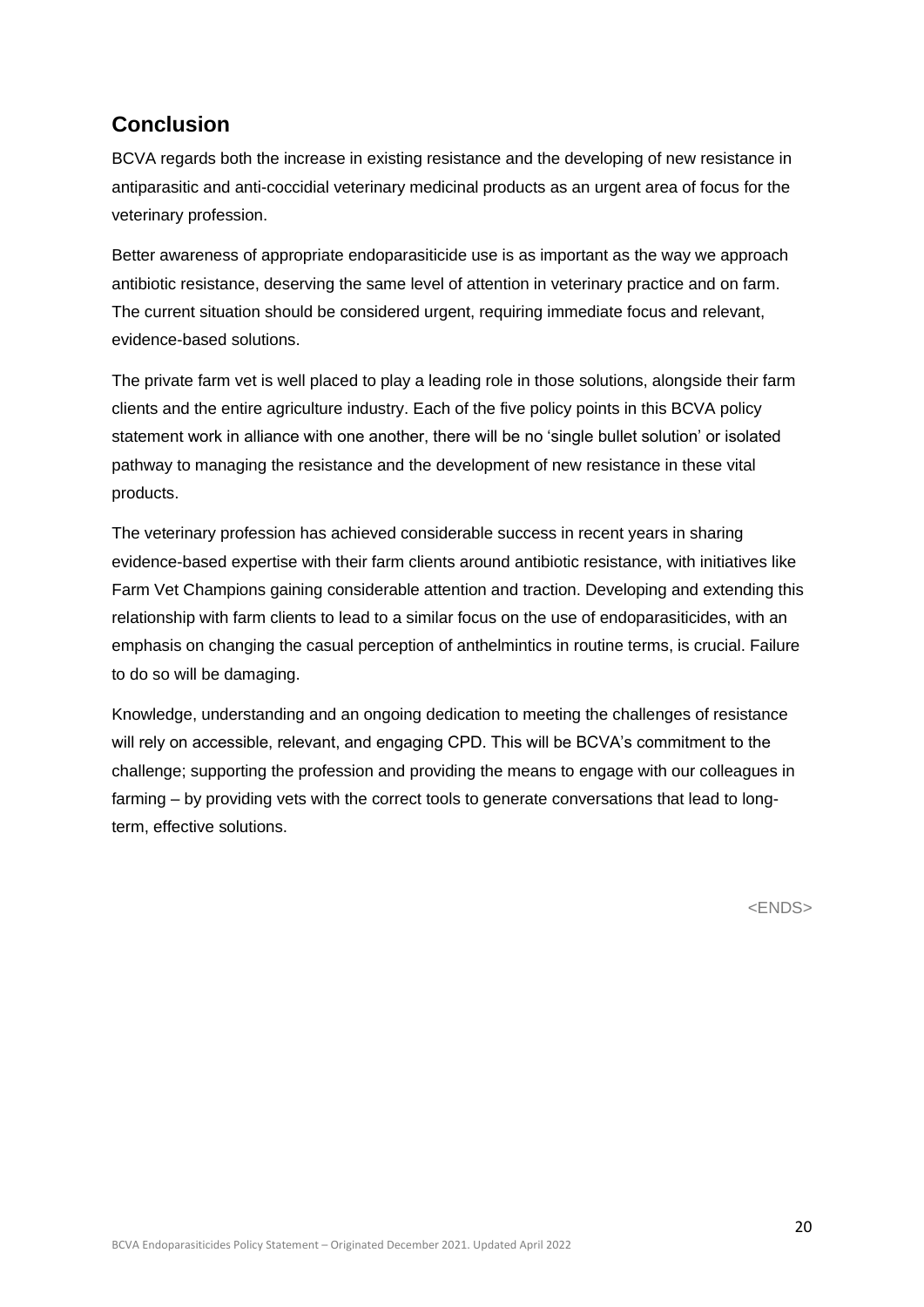## Conclusion

BCVA regards both the increase in existing resistance and the developing of new resistance in antiparasitic and anti-coccidial veterinary medicinal products as an urgent area of focus for the veterinary profession.

Better awareness of appropriate endoparasiticide use is as important as the way we approach antibiotic resistance, deserving the same level of attention in veterinary practice and on farm. The current situation should be considered urgent, requiring immediate focus and relevant, evidence-based solutions.

The private farm vet is well placed to play a leading role in those solutions, alongside their farm clients and the entire agriculture industry. Each of the five policy points in this BCVA policy statement work in alliance with one another, there will be no 'single bullet solution' or isolated pathway to managing the resistance and the development of new resistance in these vital products.

The veterinary profession has achieved considerable success in recent years in sharing evidence-based expertise with their farm clients around antibiotic resistance, with initiatives like Farm Vet Champions gaining considerable attention and traction. Developing and extending this relationship with farm clients to lead to a similar focus on the use of endoparasiticides, with an emphasis on changing the casual perception of anthelmintics in routine terms, is crucial. Failure to do so will be damaging.

Knowledge, understanding and an ongoing dedication to meeting the challenges of resistance will rely on accessible, relevant, and engaging CPD. This will be BCVA's commitment to the challenge; supporting the profession and providing the means to engage with our colleagues in farming – by providing vets with the correct tools to generate conversations that lead to long-term, effective solutions.

<ENDS>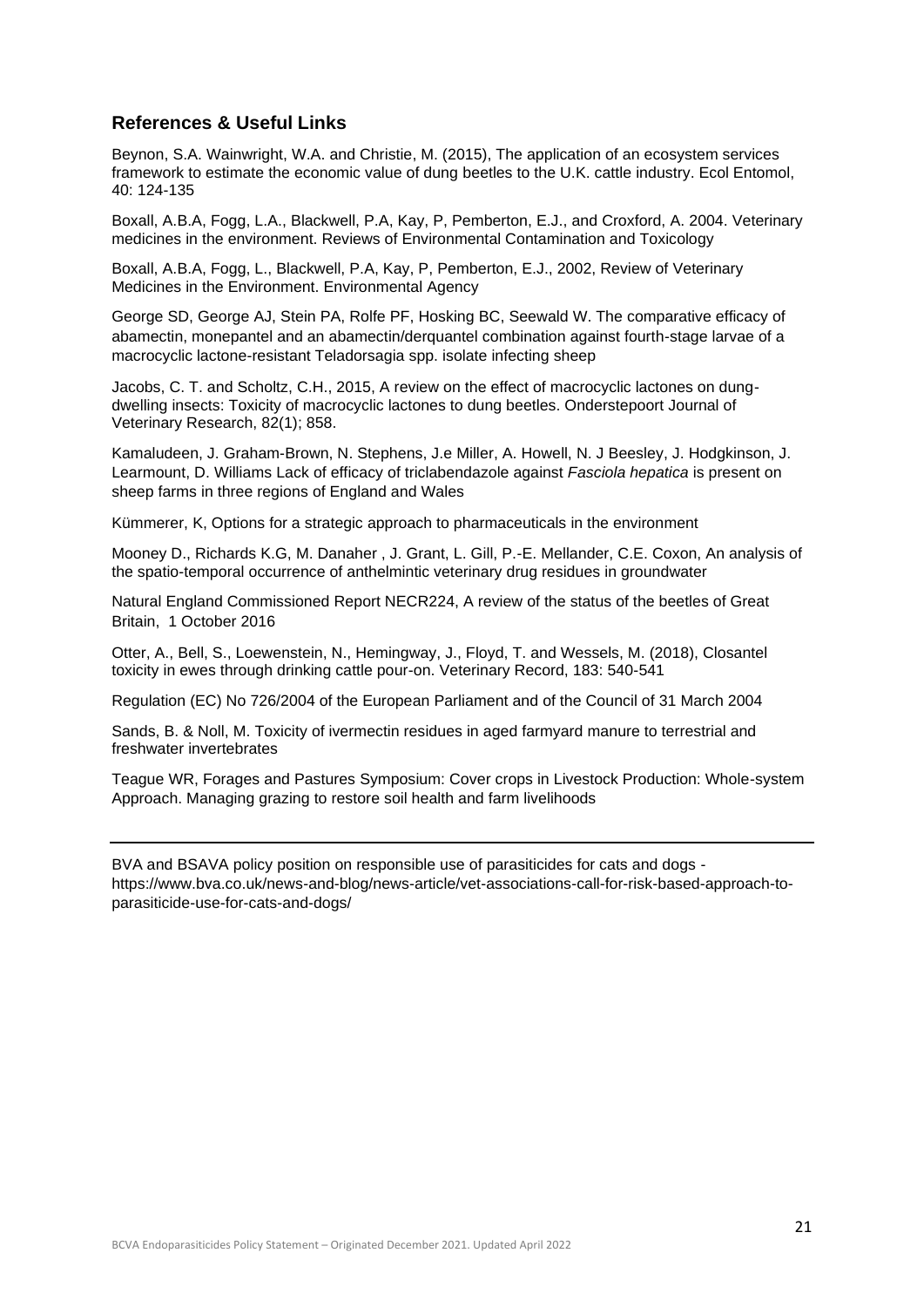## References & Useful Links

Beynon, S.A. Wainwright, W.A. and Christie, M. (2015), The application of an ecosystem services framework to estimate the economic value of dung beetles to the U.K. cattle industry. Ecol Entomol, 40: 124-135

Boxall, A.B.A, Fogg, L.A., Blackwell, P.A, Kay, P, Pemberton, E.J., and Croxford, A. 2004. Veterinary medicines in the environment. Reviews of Environmental Contamination and Toxicology

Boxall, A.B.A, Fogg, L., Blackwell, P.A, Kay, P, Pemberton, E.J., 2002, Review of Veterinary Medicines in the Environment. Environmental Agency

George SD, George AJ, Stein PA, Rolfe PF, Hosking BC, Seewald W. The comparative efficacy of abamectin, monepantel and an abamectin/derquantel combination against fourth-stage larvae of a macrocyclic lactone-resistant Teladorsagia spp. isolate infecting sheep

Jacobs, C. T. and Scholtz, C.H., 2015, A review on the effect of macrocyclic lactones on dung-dwelling insects: Toxicity of macrocyclic lactones to dung beetles. Onderstepoort Journal of Veterinary Research, 82(1); 858.

Kamaludeen, J. Graham-Brown, N. Stephens, J.e Miller, A. Howell, N. J Beesley, J. Hodgkinson, J. Learmount, D. Williams Lack of efficacy of triclabendazole against *Fasciola hepatica* is present on sheep farms in three regions of England and Wales

Kümmerer, K, Options for a strategic approach to pharmaceuticals in the environment

Mooney D., Richards K.G, M. Danaher , J. Grant, L. Gill, P.-E. Mellander, C.E. Coxon, An analysis of the spatio-temporal occurrence of anthelmintic veterinary drug residues in groundwater

Natural England Commissioned Report NECR224, A review of the status of the beetles of Great Britain, 1 October 2016

Otter, A., Bell, S., Loewenstein, N., Hemingway, J., Floyd, T. and Wessels, M. (2018), Closantel toxicity in ewes through drinking cattle pour-on. Veterinary Record, 183: 540-541

Regulation (EC) No 726/2004 of the European Parliament and of the Council of 31 March 2004

Sands, B. & Noll, M. Toxicity of ivermectin residues in aged farmyard manure to terrestrial and freshwater invertebrates

Teague WR, Forages and Pastures Symposium: Cover crops in Livestock Production: Whole-system Approach. Managing grazing to restore soil health and farm livelihoods

---

BVA and BSAVA policy position on responsible use of parasiticides for cats and dogs - https://www.bva.co.uk/news-and-blog/news-article/vet-associations-call-for-risk-based-approach-to-parasiticide-use-for-cats-and-dogs/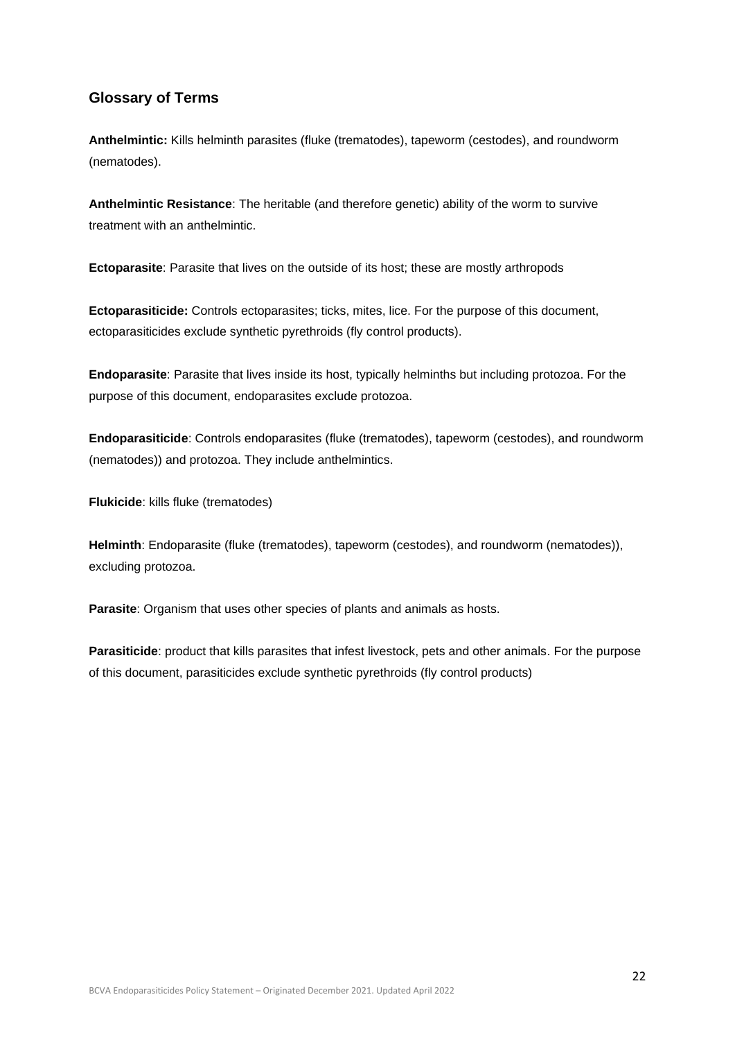## Glossary of Terms

**Anthelmintic:** Kills helminth parasites (fluke (trematodes), tapeworm (cestodes), and roundworm (nematodes).

**Anthelmintic Resistance**: The heritable (and therefore genetic) ability of the worm to survive treatment with an anthelmintic.

**Ectoparasite**: Parasite that lives on the outside of its host; these are mostly arthropods

**Ectoparasiticide:** Controls ectoparasites; ticks, mites, lice. For the purpose of this document, ectoparasiticides exclude synthetic pyrethroids (fly control products).

**Endoparasite**: Parasite that lives inside its host, typically helminths but including protozoa. For the purpose of this document, endoparasites exclude protozoa.

**Endoparasiticide**: Controls endoparasites (fluke (trematodes), tapeworm (cestodes), and roundworm (nematodes)) and protozoa. They include anthelmintics.

**Flukicide**: kills fluke (trematodes)

**Helminth**: Endoparasite (fluke (trematodes), tapeworm (cestodes), and roundworm (nematodes)), excluding protozoa.

**Parasite**: Organism that uses other species of plants and animals as hosts.

**Parasiticide**: product that kills parasites that infest livestock, pets and other animals. For the purpose of this document, parasiticides exclude synthetic pyrethroids (fly control products)